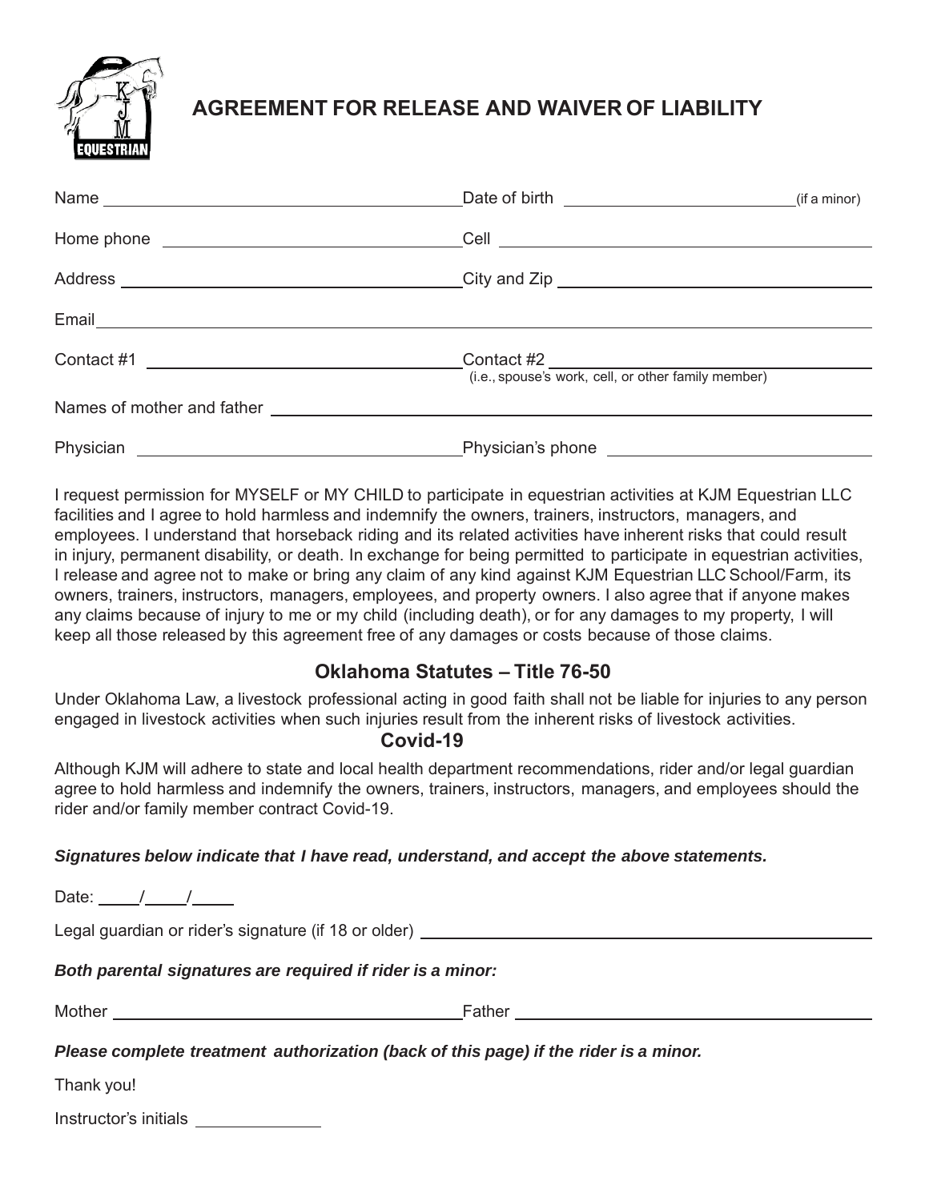# AGREEMENT FOR RELEASE AND WAIVER OF LIABILITY

Name ______________________________ Date of birth ______________________ (if a minor)

Home phone ______________________________ Cell ______________________________

Address ______________________________ City and Zip ______________________________

Email ____________________________________________________________

Contact #1 ______________________________ Contact #2 ______________________________
(i.e., spouse's work, cell, or other family member)

Names of mother and father ____________________________________________________________

Physician ______________________________ Physician's phone ______________________________

I request permission for MYSELF or MY CHILD to participate in equestrian activities at KJM Equestrian LLC facilities and I agree to hold harmless and indemnify the owners, trainers, instructors, managers, and employees. I understand that horseback riding and its related activities have inherent risks that could result in injury, permanent disability, or death. In exchange for being permitted to participate in equestrian activities, I release and agree not to make or bring any claim of any kind against KJM Equestrian LLC School/Farm, its owners, trainers, instructors, managers, employees, and property owners. I also agree that if anyone makes any claims because of injury to me or my child (including death), or for any damages to my property, I will keep all those released by this agreement free of any damages or costs because of those claims.

## Oklahoma Statutes – Title 76-50

Under Oklahoma Law, a livestock professional acting in good faith shall not be liable for injuries to any person engaged in livestock activities when such injuries result from the inherent risks of livestock activities.

## Covid-19

Although KJM will adhere to state and local health department recommendations, rider and/or legal guardian agree to hold harmless and indemnify the owners, trainers, instructors, managers, and employees should the rider and/or family member contract Covid-19.

***Signatures below indicate that I have read, understand, and accept the above statements.***

Date: _____/_____/_____

Legal guardian or rider's signature (if 18 or older) ______________________________

***Both parental signatures are required if rider is a minor:***

Mother ______________________________ Father ______________________________

***Please complete treatment authorization (back of this page) if the rider is a minor.***

Thank you!

Instructor's initials ____________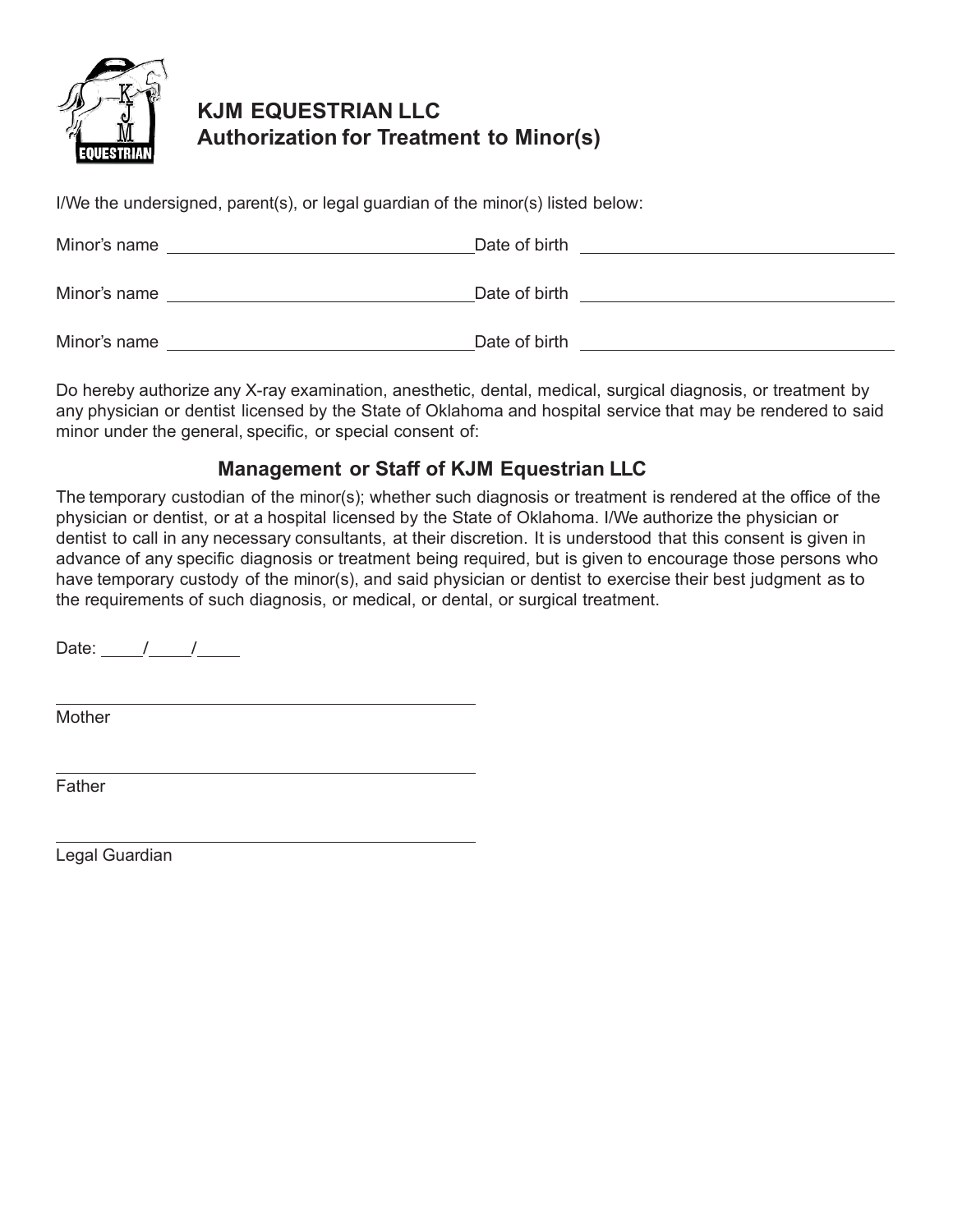# KJM EQUESTRIAN LLC
## Authorization for Treatment to Minor(s)

I/We the undersigned, parent(s), or legal guardian of the minor(s) listed below:

Minor's name ______________________________ Date of birth ______________________________

Minor's name ______________________________ Date of birth ______________________________

Minor's name ______________________________ Date of birth ______________________________

Do hereby authorize any X-ray examination, anesthetic, dental, medical, surgical diagnosis, or treatment by any physician or dentist licensed by the State of Oklahoma and hospital service that may be rendered to said minor under the general, specific, or special consent of:

### Management or Staff of KJM Equestrian LLC

The temporary custodian of the minor(s); whether such diagnosis or treatment is rendered at the office of the physician or dentist, or at a hospital licensed by the State of Oklahoma. I/We authorize the physician or dentist to call in any necessary consultants, at their discretion. It is understood that this consent is given in advance of any specific diagnosis or treatment being required, but is given to encourage those persons who have temporary custody of the minor(s), and said physician or dentist to exercise their best judgment as to the requirements of such diagnosis, or medical, or dental, or surgical treatment.

Date: ____/____/____

______________________________
Mother

______________________________
Father

______________________________
Legal Guardian